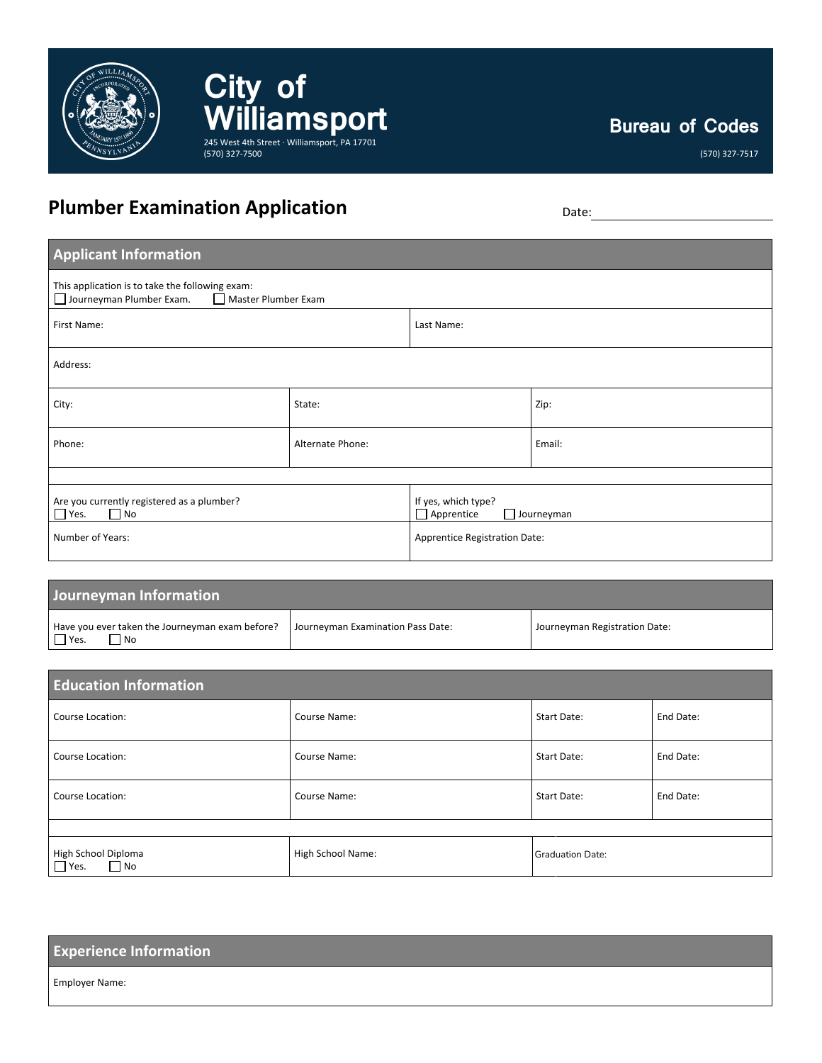# City of Williamsport

245 West 4th Street · Williamsport, PA 17701
(570) 327-7500

## Bureau of Codes

(570) 327-7517

## Plumber Examination Application

Date: ____________________

### Applicant Information

This application is to take the following exam:
☐ Journeyman Plumber Exam. ☐ Master Plumber Exam

| First Name: | | Last Name: |
|---|---|---|
| Address: | | |
| City: | State: | Zip: |
| Phone: | Alternate Phone: | Email: |

| Are you currently registered as a plumber? ☐ Yes. ☐ No | If yes, which type? ☐ Apprentice ☐ Journeyman |
|---|---|
| Number of Years: | Apprentice Registration Date: |

### Journeyman Information

| Have you ever taken the Journeyman exam before? ☐ Yes. ☐ No | Journeyman Examination Pass Date: | Journeyman Registration Date: |
|---|---|---|

### Education Information

| Course Location: | Course Name: | Start Date: | End Date: |
|---|---|---|---|
| Course Location: | Course Name: | Start Date: | End Date: |
| Course Location: | Course Name: | Start Date: | End Date: |

| High School Diploma ☐ Yes. ☐ No | High School Name: | Graduation Date: |
|---|---|---|

### Experience Information

Employer Name: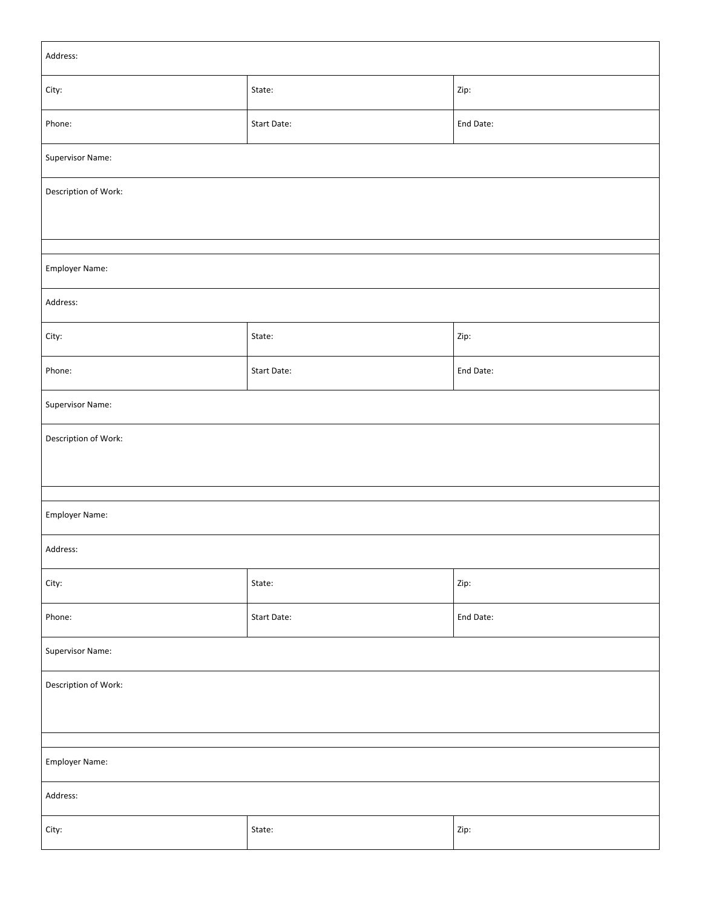| Address: | | |
|---|---|---|
| City: | State: | Zip: |
| Phone: | Start Date: | End Date: |
| Supervisor Name: | | |
| Description of Work: | | |
| | | |
| Employer Name: | | |
| Address: | | |
| City: | State: | Zip: |
| Phone: | Start Date: | End Date: |
| Supervisor Name: | | |
| Description of Work: | | |
| | | |
| Employer Name: | | |
| Address: | | |
| City: | State: | Zip: |
| Phone: | Start Date: | End Date: |
| Supervisor Name: | | |
| Description of Work: | | |
| | | |
| Employer Name: | | |
| Address: | | |
| City: | State: | Zip: |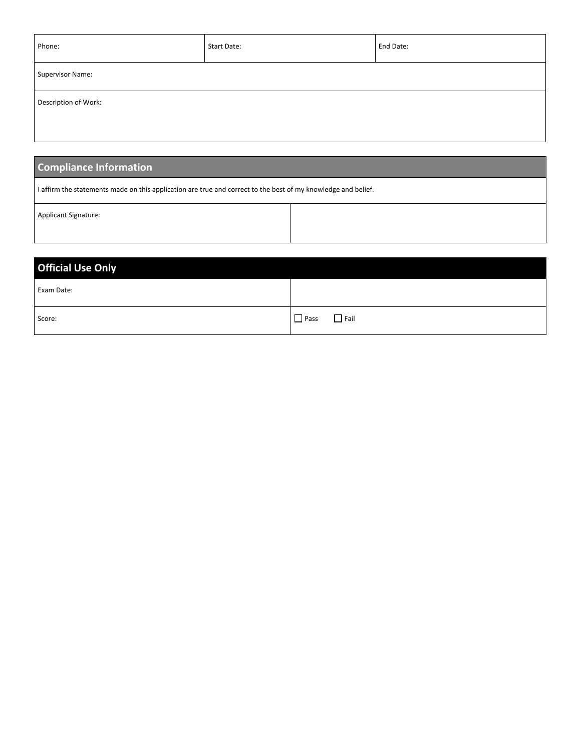| | | |
|---|---|---|
| Phone: | Start Date: | End Date: |
| Supervisor Name: | | |
| Description of Work: | | |

## Compliance Information

I affirm the statements made on this application are true and correct to the best of my knowledge and belief.

| | |
|---|---|
| Applicant Signature: | |

## Official Use Only

| | |
|---|---|
| Exam Date: | |
| Score: | ☐ Pass ☐ Fail |